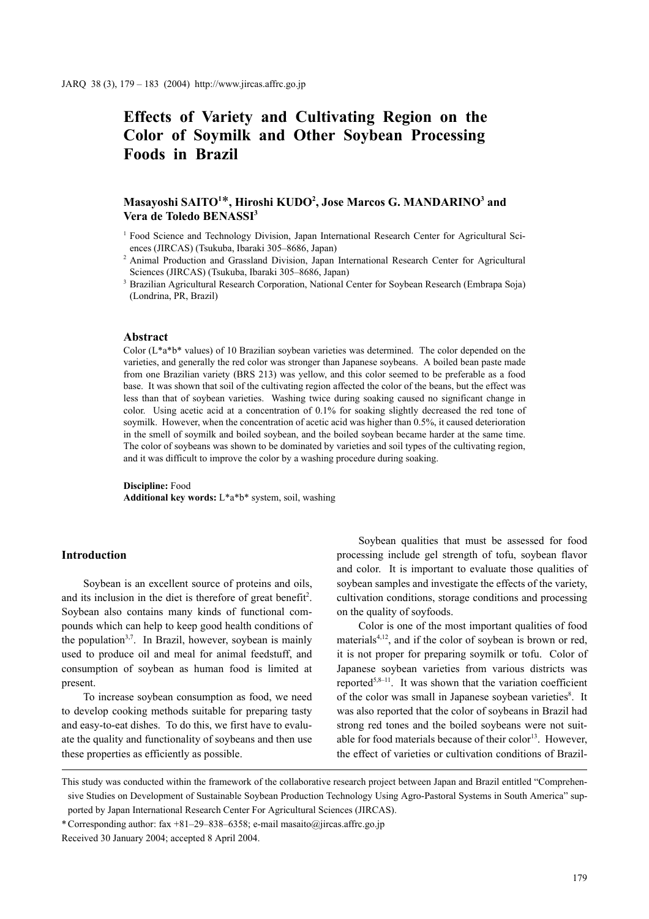# Effects of Variety and Cultivating Region on the Color of Soymilk and Other Soybean Processing Foods in Brazil

**Masayoshi SAITO[1]*, Hiroshi KUDO[2], Jose Marcos G. MANDARINO[3] and Vera de Toledo BENASSI[3]**

[1] Food Science and Technology Division, Japan International Research Center for Agricultural Sciences (JIRCAS) (Tsukuba, Ibaraki 305–8686, Japan)

[2] Animal Production and Grassland Division, Japan International Research Center for Agricultural Sciences (JIRCAS) (Tsukuba, Ibaraki 305–8686, Japan)

[3] Brazilian Agricultural Research Corporation, National Center for Soybean Research (Embrapa Soja) (Londrina, PR, Brazil)

### Abstract

Color (L*a*b* values) of 10 Brazilian soybean varieties was determined. The color depended on the varieties, and generally the red color was stronger than Japanese soybeans. A boiled bean paste made from one Brazilian variety (BRS 213) was yellow, and this color seemed to be preferable as a food base. It was shown that soil of the cultivating region affected the color of the beans, but the effect was less than that of soybean varieties. Washing twice during soaking caused no significant change in color. Using acetic acid at a concentration of 0.1% for soaking slightly decreased the red tone of soymilk. However, when the concentration of acetic acid was higher than 0.5%, it caused deterioration in the smell of soymilk and boiled soybean, and the boiled soybean became harder at the same time. The color of soybeans was shown to be dominated by varieties and soil types of the cultivating region, and it was difficult to improve the color by a washing procedure during soaking.

**Discipline:** Food
**Additional key words:** L*a*b* system, soil, washing

## Introduction

Soybean is an excellent source of proteins and oils, and its inclusion in the diet is therefore of great benefit[2]. Soybean also contains many kinds of functional compounds which can help to keep good health conditions of the population[3,7]. In Brazil, however, soybean is mainly used to produce oil and meal for animal feedstuff, and consumption of soybean as human food is limited at present.

To increase soybean consumption as food, we need to develop cooking methods suitable for preparing tasty and easy-to-eat dishes. To do this, we first have to evaluate the quality and functionality of soybeans and then use these properties as efficiently as possible.

Soybean qualities that must be assessed for food processing include gel strength of tofu, soybean flavor and color. It is important to evaluate those qualities of soybean samples and investigate the effects of the variety, cultivation conditions, storage conditions and processing on the quality of soyfoods.

Color is one of the most important qualities of food materials[4,12], and if the color of soybean is brown or red, it is not proper for preparing soymilk or tofu. Color of Japanese soybean varieties from various districts was reported[5,8–11]. It was shown that the variation coefficient of the color was small in Japanese soybean varieties[8]. It was also reported that the color of soybeans in Brazil had strong red tones and the boiled soybeans were not suitable for food materials because of their color[13]. However, the effect of varieties or cultivation conditions of Brazil-

This study was conducted within the framework of the collaborative research project between Japan and Brazil entitled "Comprehensive Studies on Development of Sustainable Soybean Production Technology Using Agro-Pastoral Systems in South America" supported by Japan International Research Center For Agricultural Sciences (JIRCAS).

\* Corresponding author: fax +81–29–838–6358; e-mail masaito@jircas.affrc.go.jp

Received 30 January 2004; accepted 8 April 2004.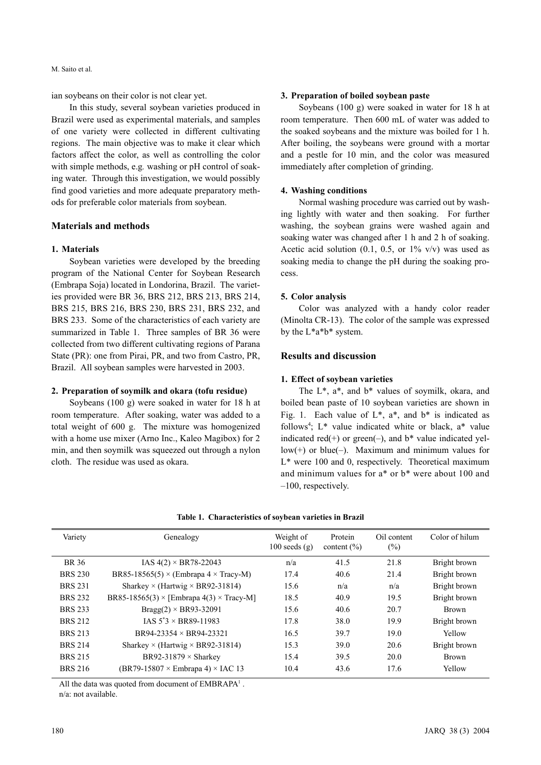ian soybeans on their color is not clear yet.

In this study, several soybean varieties produced in Brazil were used as experimental materials, and samples of one variety were collected in different cultivating regions. The main objective was to make it clear which factors affect the color, as well as controlling the color with simple methods, e.g. washing or pH control of soaking water. Through this investigation, we would possibly find good varieties and more adequate preparatory methods for preferable color materials from soybean.

## Materials and methods

### 1. Materials

Soybean varieties were developed by the breeding program of the National Center for Soybean Research (Embrapa Soja) located in Londorina, Brazil. The varieties provided were BR 36, BRS 212, BRS 213, BRS 214, BRS 215, BRS 216, BRS 230, BRS 231, BRS 232, and BRS 233. Some of the characteristics of each variety are summarized in Table 1. Three samples of BR 36 were collected from two different cultivating regions of Parana State (PR): one from Pirai, PR, and two from Castro, PR, Brazil. All soybean samples were harvested in 2003.

### 2. Preparation of soymilk and okara (tofu residue)

Soybeans (100 g) were soaked in water for 18 h at room temperature. After soaking, water was added to a total weight of 600 g. The mixture was homogenized with a home use mixer (Arno Inc., Kaleo Magibox) for 2 min, and then soymilk was squeezed out through a nylon cloth. The residue was used as okara.

### 3. Preparation of boiled soybean paste

Soybeans (100 g) were soaked in water for 18 h at room temperature. Then 600 mL of water was added to the soaked soybeans and the mixture was boiled for 1 h. After boiling, the soybeans were ground with a mortar and a pestle for 10 min, and the color was measured immediately after completion of grinding.

### 4. Washing conditions

Normal washing procedure was carried out by washing lightly with water and then soaking. For further washing, the soybean grains were washed again and soaking water was changed after 1 h and 2 h of soaking. Acetic acid solution (0.1, 0.5, or 1% v/v) was used as soaking media to change the pH during the soaking process.

### 5. Color analysis

Color was analyzed with a handy color reader (Minolta CR-13). The color of the sample was expressed by the L*a*b* system.

## Results and discussion

### 1. Effect of soybean varieties

The L*, a*, and b* values of soymilk, okara, and boiled bean paste of 10 soybean varieties are shown in Fig. 1. Each value of L*, a*, and b* is indicated as follows[4]; L* value indicated white or black, a* value indicated red(+) or green(–), and b* value indicated yellow(+) or blue(–). Maximum and minimum values for L* were 100 and 0, respectively. Theoretical maximum and minimum values for a* or b* were about 100 and –100, respectively.

**Table 1. Characteristics of soybean varieties in Brazil**

| Variety | Genealogy | Weight of 100 seeds (g) | Protein content (%) | Oil content (%) | Color of hilum |
|---|---|---|---|---|---|
| BR 36 | IAS 4(2) × BR78-22043 | n/a | 41.5 | 21.8 | Bright brown |
| BRS 230 | BR85-18565(5) × (Embrapa 4 × Tracy-M) | 17.4 | 40.6 | 21.4 | Bright brown |
| BRS 231 | Sharkey × (Hartwig × BR92-31814) | 15.6 | n/a | n/a | Bright brown |
| BRS 232 | BR85-18565(3) × [Embrapa 4(3) × Tracy-M] | 18.5 | 40.9 | 19.5 | Bright brown |
| BRS 233 | Bragg(2) × BR93-32091 | 15.6 | 40.6 | 20.7 | Brown |
| BRS 212 | IAS 5*3 × BR89-11983 | 17.8 | 38.0 | 19.9 | Bright brown |
| BRS 213 | BR94-23354 × BR94-23321 | 16.5 | 39.7 | 19.0 | Yellow |
| BRS 214 | Sharkey × (Hartwig × BR92-31814) | 15.3 | 39.0 | 20.6 | Bright brown |
| BRS 215 | BR92-31879 × Sharkey | 15.4 | 39.5 | 20.0 | Brown |
| BRS 216 | (BR79-15807 × Embrapa 4) × IAC 13 | 10.4 | 43.6 | 17.6 | Yellow |

All the data was quoted from document of EMBRAPA[1].
n/a: not available.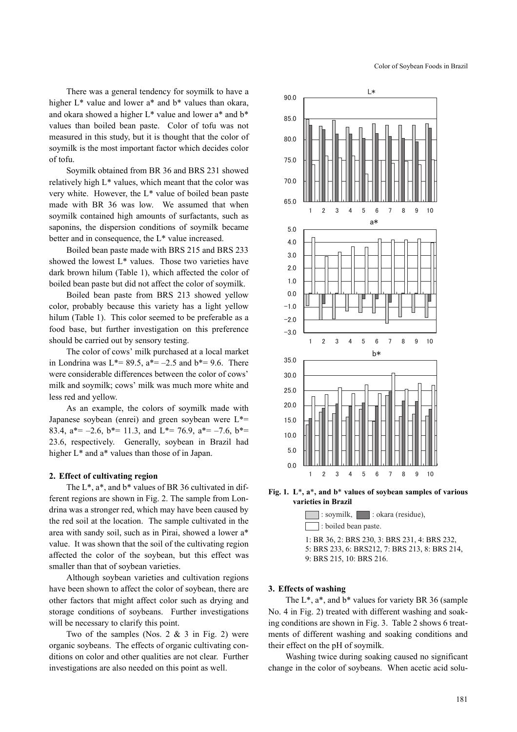There was a general tendency for soymilk to have a higher L* value and lower a* and b* values than okara, and okara showed a higher L* value and lower a* and b* values than boiled bean paste. Color of tofu was not measured in this study, but it is thought that the color of soymilk is the most important factor which decides color of tofu.

Soymilk obtained from BR 36 and BRS 231 showed relatively high L* values, which meant that the color was very white. However, the L* value of boiled bean paste made with BR 36 was low. We assumed that when soymilk contained high amounts of surfactants, such as saponins, the dispersion conditions of soymilk became better and in consequence, the L* value increased.

Boiled bean paste made with BRS 215 and BRS 233 showed the lowest L* values. Those two varieties have dark brown hilum (Table 1), which affected the color of boiled bean paste but did not affect the color of soymilk.

Boiled bean paste from BRS 213 showed yellow color, probably because this variety has a light yellow hilum (Table 1). This color seemed to be preferable as a food base, but further investigation on this preference should be carried out by sensory testing.

The color of cows' milk purchased at a local market in Londrina was L*= 89.5, a*= –2.5 and b*= 9.6. There were considerable differences between the color of cows' milk and soymilk; cows' milk was much more white and less red and yellow.

As an example, the colors of soymilk made with Japanese soybean (enrei) and green soybean were L*= 83.4, a*= –2.6, b*= 11.3, and L*= 76.9, a*= –7.6, b*= 23.6, respectively. Generally, soybean in Brazil had higher L* and a* values than those of in Japan.

### 2. Effect of cultivating region

The L*, a*, and b* values of BR 36 cultivated in different regions are shown in Fig. 2. The sample from Londrina was a stronger red, which may have been caused by the red soil at the location. The sample cultivated in the area with sandy soil, such as in Pirai, showed a lower a* value. It was shown that the soil of the cultivating region affected the color of the soybean, but this effect was smaller than that of soybean varieties.

Although soybean varieties and cultivation regions have been shown to affect the color of soybean, there are other factors that might affect color such as drying and storage conditions of soybeans. Further investigations will be necessary to clarify this point.

Two of the samples (Nos. 2 & 3 in Fig. 2) were organic soybeans. The effects of organic cultivating conditions on color and other qualities are not clear. Further investigations are also needed on this point as well.

**Fig. 1. L*, a*, and b* values of soybean samples of various varieties in Brazil**

: soymilk, : okara (residue), : boiled bean paste.

1: BR 36, 2: BRS 230, 3: BRS 231, 4: BRS 232, 5: BRS 233, 6: BRS212, 7: BRS 213, 8: BRS 214, 9: BRS 215, 10: BRS 216.

### 3. Effects of washing

The L*, a*, and b* values for variety BR 36 (sample No. 4 in Fig. 2) treated with different washing and soaking conditions are shown in Fig. 3. Table 2 shows 6 treatments of different washing and soaking conditions and their effect on the pH of soymilk.

Washing twice during soaking caused no significant change in the color of soybeans. When acetic acid solu-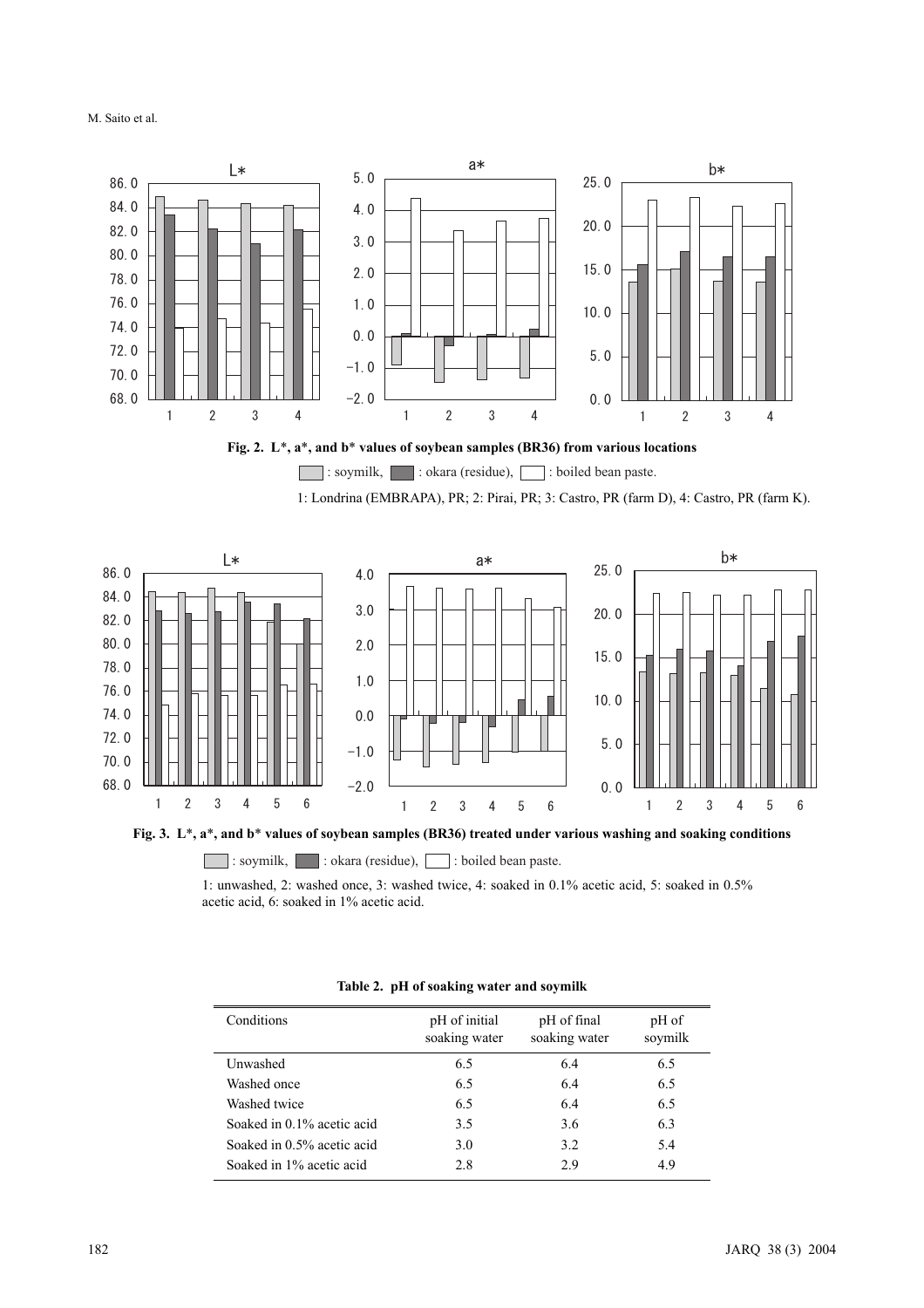**Fig. 2. L*, a*, and b* values of soybean samples (BR36) from various locations**

: soymilk, : okara (residue), : boiled bean paste.

1: Londrina (EMBRAPA), PR; 2: Pirai, PR; 3: Castro, PR (farm D), 4: Castro, PR (farm K).

**Fig. 3. L*, a*, and b* values of soybean samples (BR36) treated under various washing and soaking conditions**

: soymilk, : okara (residue), : boiled bean paste.

1: unwashed, 2: washed once, 3: washed twice, 4: soaked in 0.1% acetic acid, 5: soaked in 0.5% acetic acid, 6: soaked in 1% acetic acid.

**Table 2. pH of soaking water and soymilk**

| Conditions | pH of initial soaking water | pH of final soaking water | pH of soymilk |
|---|---|---|---|
| Unwashed | 6.5 | 6.4 | 6.5 |
| Washed once | 6.5 | 6.4 | 6.5 |
| Washed twice | 6.5 | 6.4 | 6.5 |
| Soaked in 0.1% acetic acid | 3.5 | 3.6 | 6.3 |
| Soaked in 0.5% acetic acid | 3.0 | 3.2 | 5.4 |
| Soaked in 1% acetic acid | 2.8 | 2.9 | 4.9 |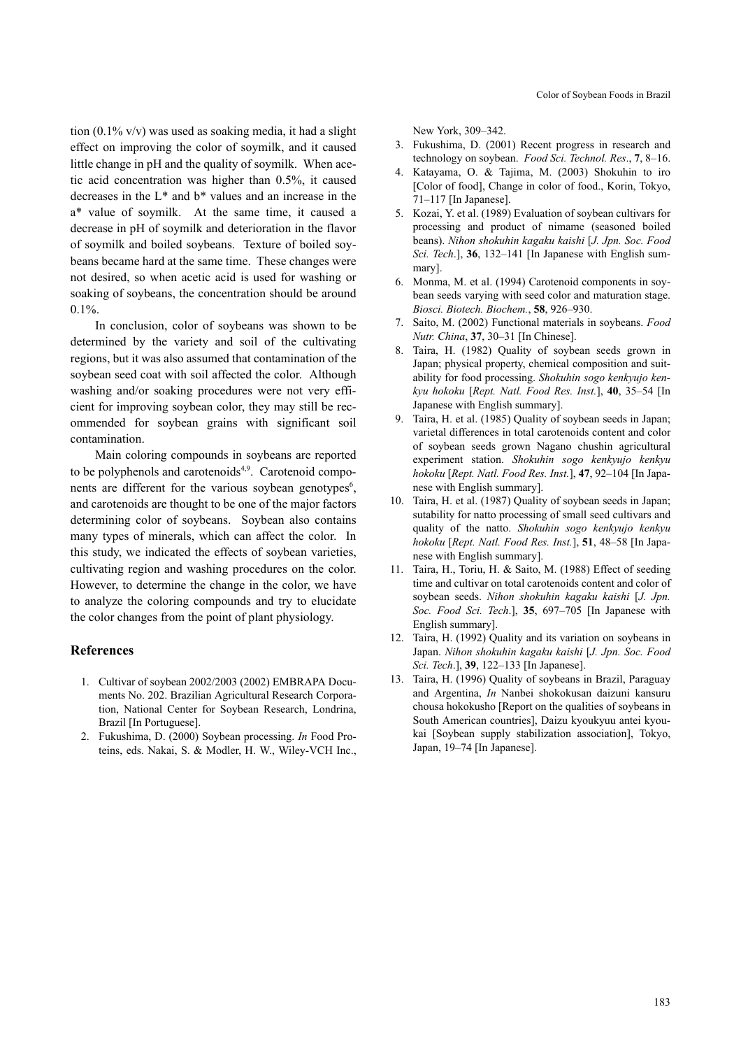tion (0.1% v/v) was used as soaking media, it had a slight effect on improving the color of soymilk, and it caused little change in pH and the quality of soymilk. When acetic acid concentration was higher than 0.5%, it caused decreases in the L* and b* values and an increase in the a* value of soymilk. At the same time, it caused a decrease in pH of soymilk and deterioration in the flavor of soymilk and boiled soybeans. Texture of boiled soybeans became hard at the same time. These changes were not desired, so when acetic acid is used for washing or soaking of soybeans, the concentration should be around 0.1%.

In conclusion, color of soybeans was shown to be determined by the variety and soil of the cultivating regions, but it was also assumed that contamination of the soybean seed coat with soil affected the color. Although washing and/or soaking procedures were not very efficient for improving soybean color, they may still be recommended for soybean grains with significant soil contamination.

Main coloring compounds in soybeans are reported to be polyphenols and carotenoids[4,9]. Carotenoid components are different for the various soybean genotypes[6], and carotenoids are thought to be one of the major factors determining color of soybeans. Soybean also contains many types of minerals, which can affect the color. In this study, we indicated the effects of soybean varieties, cultivating region and washing procedures on the color. However, to determine the change in the color, we have to analyze the coloring compounds and try to elucidate the color changes from the point of plant physiology.

## References

1. Cultivar of soybean 2002/2003 (2002) EMBRAPA Documents No. 202. Brazilian Agricultural Research Corporation, National Center for Soybean Research, Londrina, Brazil [In Portuguese].
2. Fukushima, D. (2000) Soybean processing. *In* Food Proteins, eds. Nakai, S. & Modler, H. W., Wiley-VCH Inc., New York, 309–342.
3. Fukushima, D. (2001) Recent progress in research and technology on soybean. *Food Sci. Technol. Res*., **7**, 8–16.
4. Katayama, O. & Tajima, M. (2003) Shokuhin to iro [Color of food], Change in color of food., Korin, Tokyo, 71–117 [In Japanese].
5. Kozai, Y. et al. (1989) Evaluation of soybean cultivars for processing and product of nimame (seasoned boiled beans). *Nihon shokuhin kagaku kaishi* [*J. Jpn. Soc. Food Sci. Tech*.], **36**, 132–141 [In Japanese with English summary].
6. Monma, M. et al. (1994) Carotenoid components in soybean seeds varying with seed color and maturation stage. *Biosci. Biotech. Biochem.*, **58**, 926–930.
7. Saito, M. (2002) Functional materials in soybeans. *Food Nutr. China*, **37**, 30–31 [In Chinese].
8. Taira, H. (1982) Quality of soybean seeds grown in Japan; physical property, chemical composition and suitability for food processing. *Shokuhin sogo kenkyujo kenkyu hokoku* [*Rept. Natl. Food Res. Inst.*], **40**, 35–54 [In Japanese with English summary].
9. Taira, H. et al. (1985) Quality of soybean seeds in Japan; varietal differences in total carotenoids content and color of soybean seeds grown Nagano chushin agricultural experiment station. *Shokuhin sogo kenkyujo kenkyu hokoku* [*Rept. Natl. Food Res. Inst.*], **47**, 92–104 [In Japanese with English summary].
10. Taira, H. et al. (1987) Quality of soybean seeds in Japan; sutability for natto processing of small seed cultivars and quality of the natto. *Shokuhin sogo kenkyujo kenkyu hokoku* [*Rept. Natl. Food Res. Inst.*], **51**, 48–58 [In Japanese with English summary].
11. Taira, H., Toriu, H. & Saito, M. (1988) Effect of seeding time and cultivar on total carotenoids content and color of soybean seeds. *Nihon shokuhin kagaku kaishi* [*J. Jpn. Soc. Food Sci. Tech*.], **35**, 697–705 [In Japanese with English summary].
12. Taira, H. (1992) Quality and its variation on soybeans in Japan. *Nihon shokuhin kagaku kaishi* [*J. Jpn. Soc. Food Sci. Tech*.], **39**, 122–133 [In Japanese].
13. Taira, H. (1996) Quality of soybeans in Brazil, Paraguay and Argentina, *In* Nanbei shokokusan daizuni kansuru chousa hokokusho [Report on the qualities of soybeans in South American countries], Daizu kyoukyuu antei kyoukai [Soybean supply stabilization association], Tokyo, Japan, 19–74 [In Japanese].